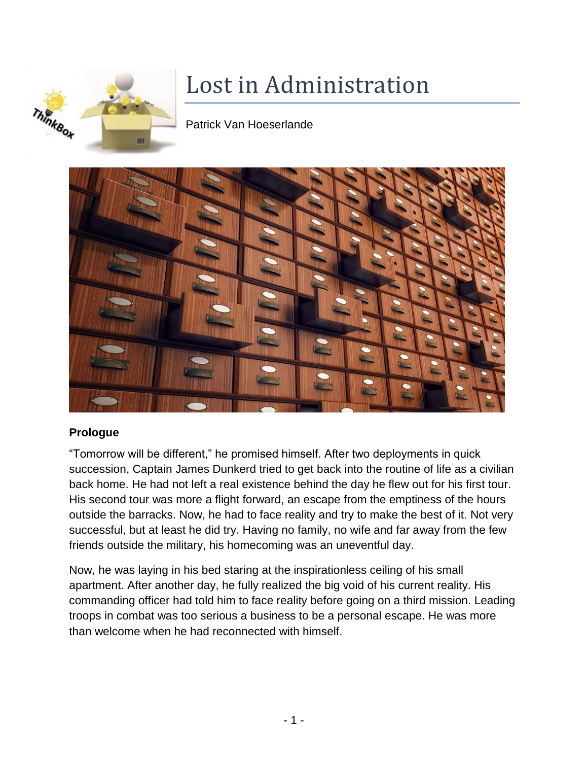# Lost in Administration

Patrick Van Hoeserlande

**Prologue**

"Tomorrow will be different," he promised himself. After two deployments in quick succession, Captain James Dunkerd tried to get back into the routine of life as a civilian back home. He had not left a real existence behind the day he flew out for his first tour. His second tour was more a flight forward, an escape from the emptiness of the hours outside the barracks. Now, he had to face reality and try to make the best of it. Not very successful, but at least he did try. Having no family, no wife and far away from the few friends outside the military, his homecoming was an uneventful day.

Now, he was laying in his bed staring at the inspirationless ceiling of his small apartment. After another day, he fully realized the big void of his current reality. His commanding officer had told him to face reality before going on a third mission. Leading troops in combat was too serious a business to be a personal escape. He was more than welcome when he had reconnected with himself.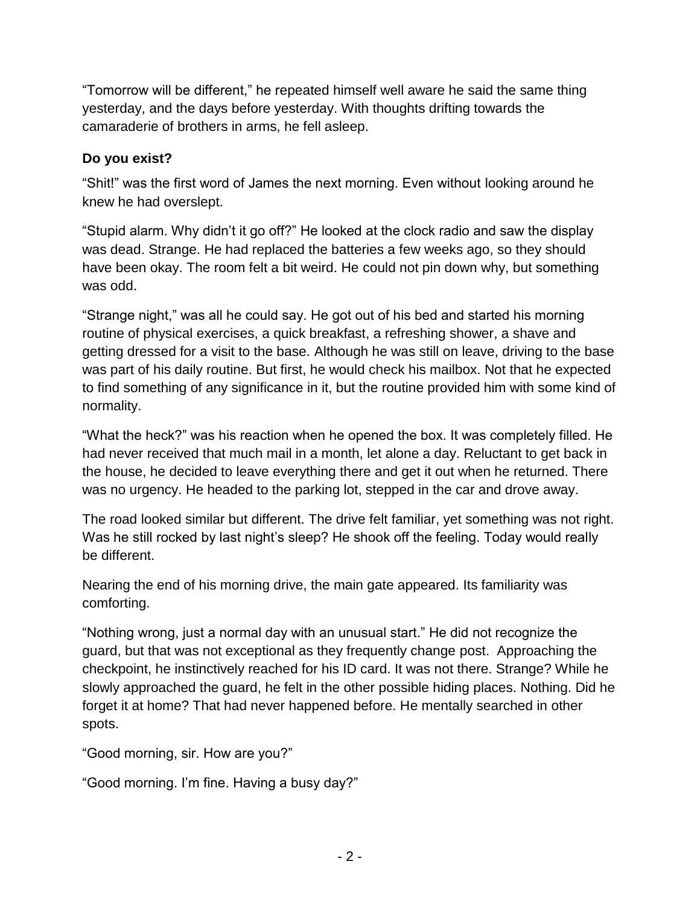“Tomorrow will be different,” he repeated himself well aware he said the same thing yesterday, and the days before yesterday. With thoughts drifting towards the camaraderie of brothers in arms, he fell asleep.

**Do you exist?**

“Shit!” was the first word of James the next morning. Even without looking around he knew he had overslept.

“Stupid alarm. Why didn’t it go off?” He looked at the clock radio and saw the display was dead. Strange. He had replaced the batteries a few weeks ago, so they should have been okay. The room felt a bit weird. He could not pin down why, but something was odd.

“Strange night,” was all he could say. He got out of his bed and started his morning routine of physical exercises, a quick breakfast, a refreshing shower, a shave and getting dressed for a visit to the base. Although he was still on leave, driving to the base was part of his daily routine. But first, he would check his mailbox. Not that he expected to find something of any significance in it, but the routine provided him with some kind of normality.

“What the heck?” was his reaction when he opened the box. It was completely filled. He had never received that much mail in a month, let alone a day. Reluctant to get back in the house, he decided to leave everything there and get it out when he returned. There was no urgency. He headed to the parking lot, stepped in the car and drove away.

The road looked similar but different. The drive felt familiar, yet something was not right. Was he still rocked by last night’s sleep? He shook off the feeling. Today would really be different.

Nearing the end of his morning drive, the main gate appeared. Its familiarity was comforting.

“Nothing wrong, just a normal day with an unusual start.” He did not recognize the guard, but that was not exceptional as they frequently change post. Approaching the checkpoint, he instinctively reached for his ID card. It was not there. Strange? While he slowly approached the guard, he felt in the other possible hiding places. Nothing. Did he forget it at home? That had never happened before. He mentally searched in other spots.

“Good morning, sir. How are you?”

“Good morning. I’m fine. Having a busy day?”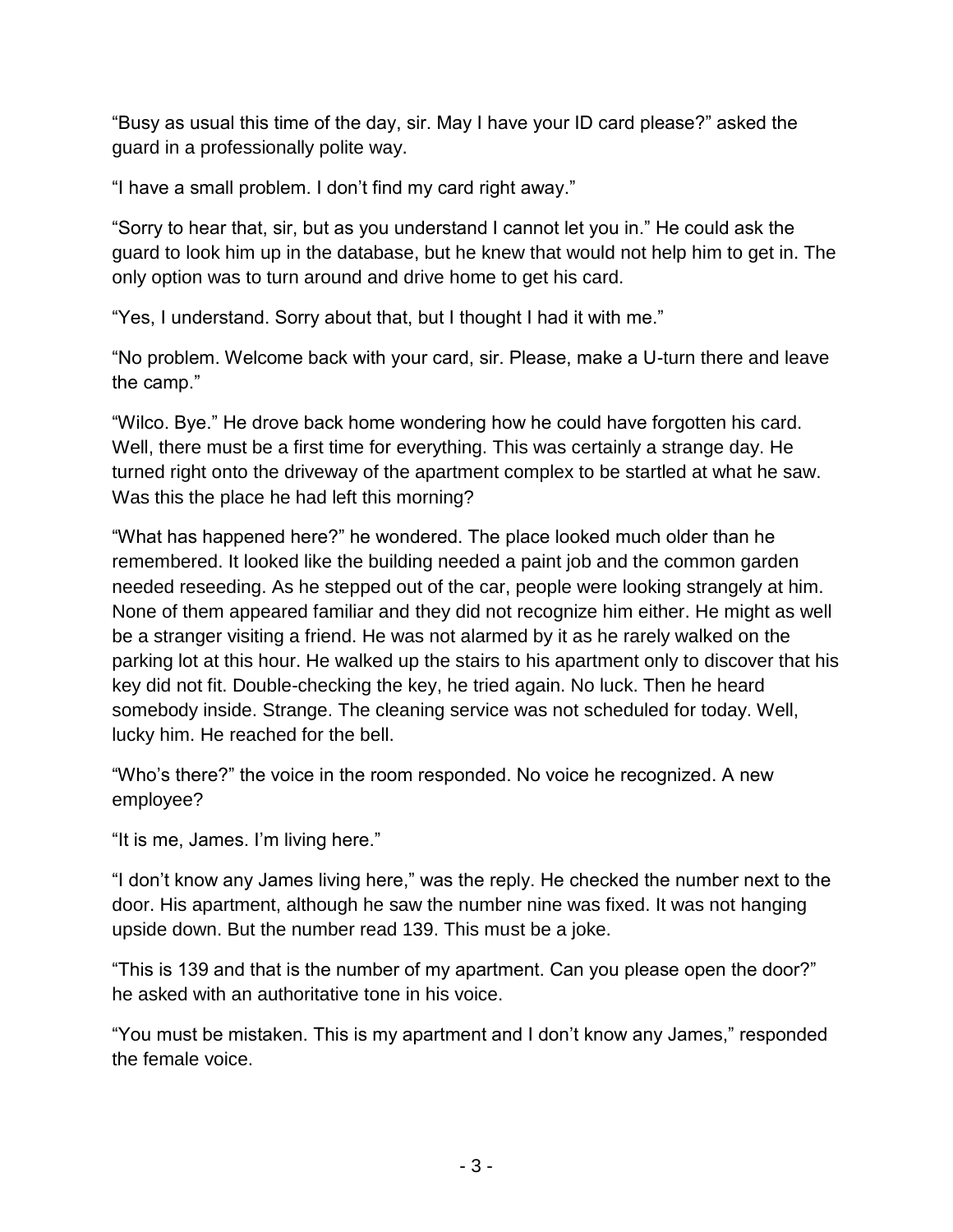“Busy as usual this time of the day, sir. May I have your ID card please?” asked the guard in a professionally polite way.

“I have a small problem. I don’t find my card right away.”

“Sorry to hear that, sir, but as you understand I cannot let you in.” He could ask the guard to look him up in the database, but he knew that would not help him to get in. The only option was to turn around and drive home to get his card.

“Yes, I understand. Sorry about that, but I thought I had it with me.”

“No problem. Welcome back with your card, sir. Please, make a U-turn there and leave the camp.”

“Wilco. Bye.” He drove back home wondering how he could have forgotten his card. Well, there must be a first time for everything. This was certainly a strange day. He turned right onto the driveway of the apartment complex to be startled at what he saw. Was this the place he had left this morning?

“What has happened here?” he wondered. The place looked much older than he remembered. It looked like the building needed a paint job and the common garden needed reseeding. As he stepped out of the car, people were looking strangely at him. None of them appeared familiar and they did not recognize him either. He might as well be a stranger visiting a friend. He was not alarmed by it as he rarely walked on the parking lot at this hour. He walked up the stairs to his apartment only to discover that his key did not fit. Double-checking the key, he tried again. No luck. Then he heard somebody inside. Strange. The cleaning service was not scheduled for today. Well, lucky him. He reached for the bell.

“Who’s there?” the voice in the room responded. No voice he recognized. A new employee?

“It is me, James. I’m living here.”

“I don’t know any James living here,” was the reply. He checked the number next to the door. His apartment, although he saw the number nine was fixed. It was not hanging upside down. But the number read 139. This must be a joke.

“This is 139 and that is the number of my apartment. Can you please open the door?” he asked with an authoritative tone in his voice.

“You must be mistaken. This is my apartment and I don’t know any James,” responded the female voice.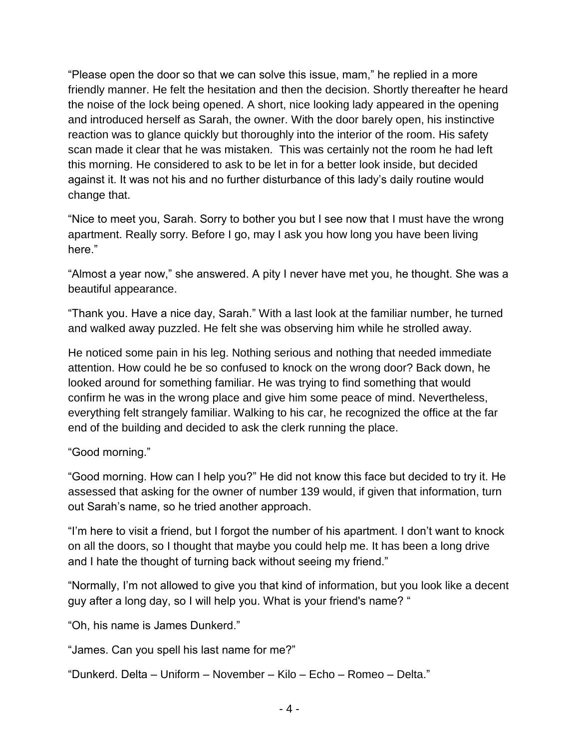"Please open the door so that we can solve this issue, mam," he replied in a more friendly manner. He felt the hesitation and then the decision. Shortly thereafter he heard the noise of the lock being opened. A short, nice looking lady appeared in the opening and introduced herself as Sarah, the owner. With the door barely open, his instinctive reaction was to glance quickly but thoroughly into the interior of the room. His safety scan made it clear that he was mistaken. This was certainly not the room he had left this morning. He considered to ask to be let in for a better look inside, but decided against it. It was not his and no further disturbance of this lady's daily routine would change that.

"Nice to meet you, Sarah. Sorry to bother you but I see now that I must have the wrong apartment. Really sorry. Before I go, may I ask you how long you have been living here."

"Almost a year now," she answered. A pity I never have met you, he thought. She was a beautiful appearance.

"Thank you. Have a nice day, Sarah." With a last look at the familiar number, he turned and walked away puzzled. He felt she was observing him while he strolled away.

He noticed some pain in his leg. Nothing serious and nothing that needed immediate attention. How could he be so confused to knock on the wrong door? Back down, he looked around for something familiar. He was trying to find something that would confirm he was in the wrong place and give him some peace of mind. Nevertheless, everything felt strangely familiar. Walking to his car, he recognized the office at the far end of the building and decided to ask the clerk running the place.

"Good morning."

"Good morning. How can I help you?" He did not know this face but decided to try it. He assessed that asking for the owner of number 139 would, if given that information, turn out Sarah's name, so he tried another approach.

"I'm here to visit a friend, but I forgot the number of his apartment. I don't want to knock on all the doors, so I thought that maybe you could help me. It has been a long drive and I hate the thought of turning back without seeing my friend."

"Normally, I'm not allowed to give you that kind of information, but you look like a decent guy after a long day, so I will help you. What is your friend's name? "

"Oh, his name is James Dunkerd."

"James. Can you spell his last name for me?"

"Dunkerd. Delta – Uniform – November – Kilo – Echo – Romeo – Delta."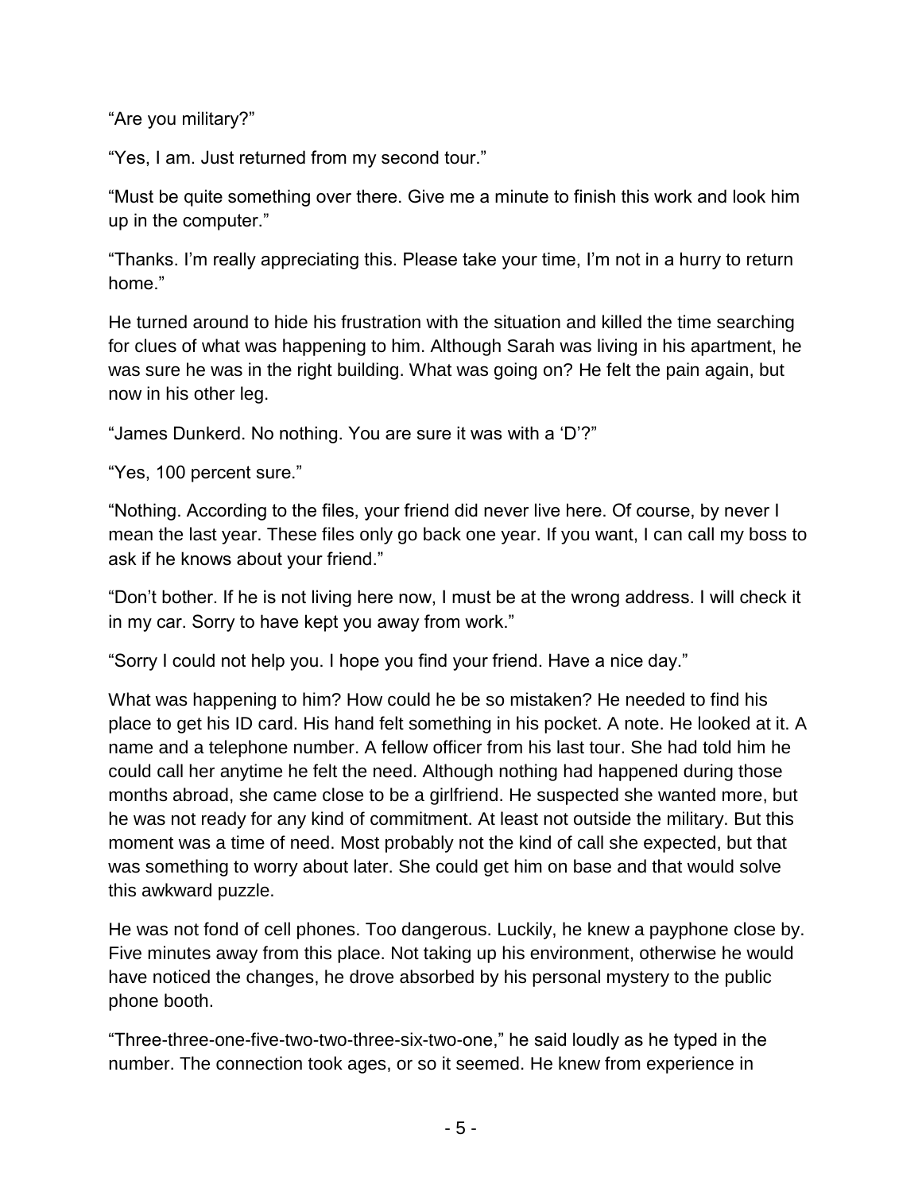"Are you military?"

"Yes, I am. Just returned from my second tour."

"Must be quite something over there. Give me a minute to finish this work and look him up in the computer."

"Thanks. I'm really appreciating this. Please take your time, I'm not in a hurry to return home."

He turned around to hide his frustration with the situation and killed the time searching for clues of what was happening to him. Although Sarah was living in his apartment, he was sure he was in the right building. What was going on? He felt the pain again, but now in his other leg.

"James Dunkerd. No nothing. You are sure it was with a 'D'?"

"Yes, 100 percent sure."

"Nothing. According to the files, your friend did never live here. Of course, by never I mean the last year. These files only go back one year. If you want, I can call my boss to ask if he knows about your friend."

"Don't bother. If he is not living here now, I must be at the wrong address. I will check it in my car. Sorry to have kept you away from work."

"Sorry I could not help you. I hope you find your friend. Have a nice day."

What was happening to him? How could he be so mistaken? He needed to find his place to get his ID card. His hand felt something in his pocket. A note. He looked at it. A name and a telephone number. A fellow officer from his last tour. She had told him he could call her anytime he felt the need. Although nothing had happened during those months abroad, she came close to be a girlfriend. He suspected she wanted more, but he was not ready for any kind of commitment. At least not outside the military. But this moment was a time of need. Most probably not the kind of call she expected, but that was something to worry about later. She could get him on base and that would solve this awkward puzzle.

He was not fond of cell phones. Too dangerous. Luckily, he knew a payphone close by. Five minutes away from this place. Not taking up his environment, otherwise he would have noticed the changes, he drove absorbed by his personal mystery to the public phone booth.

"Three-three-one-five-two-two-three-six-two-one," he said loudly as he typed in the number. The connection took ages, or so it seemed. He knew from experience in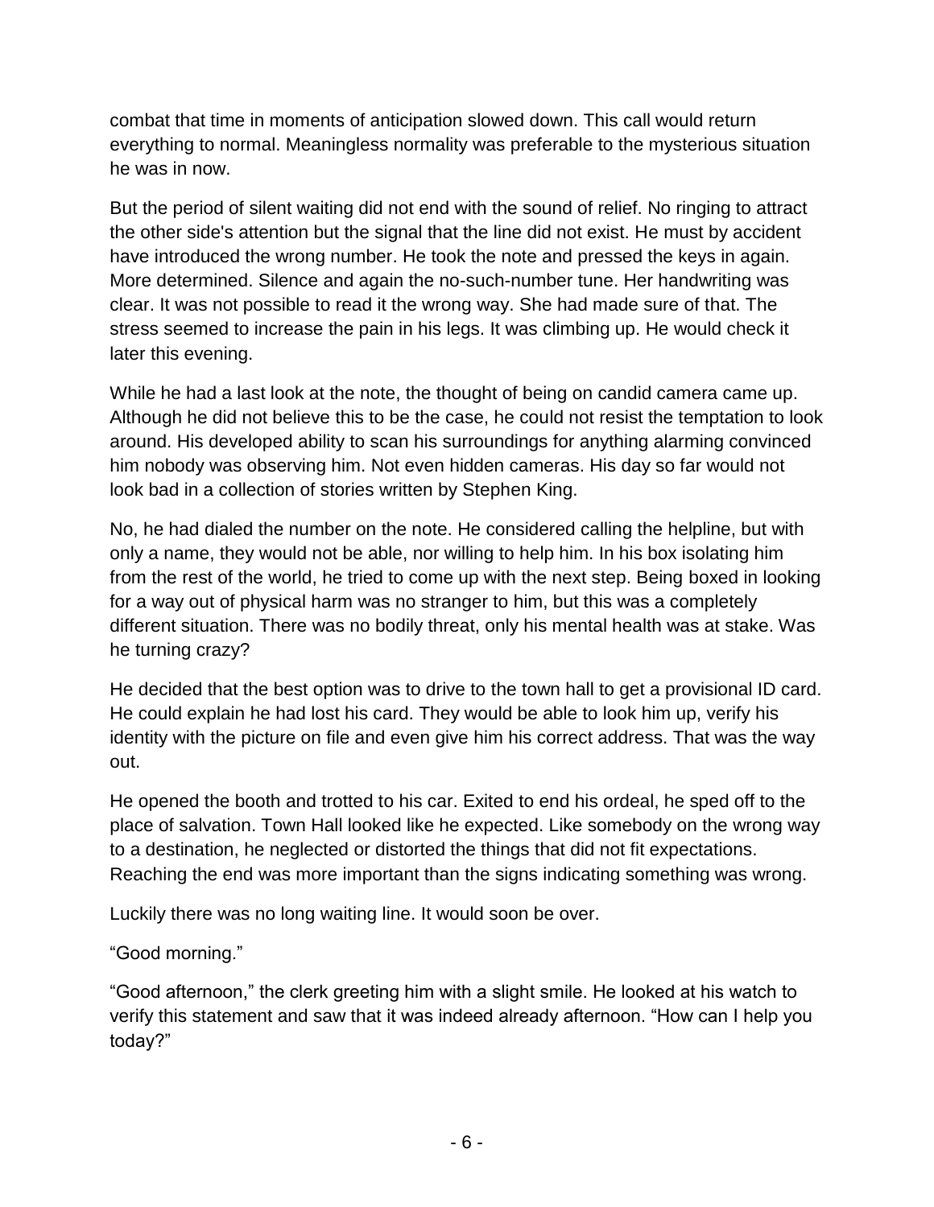combat that time in moments of anticipation slowed down. This call would return everything to normal. Meaningless normality was preferable to the mysterious situation he was in now.

But the period of silent waiting did not end with the sound of relief. No ringing to attract the other side's attention but the signal that the line did not exist. He must by accident have introduced the wrong number. He took the note and pressed the keys in again. More determined. Silence and again the no-such-number tune. Her handwriting was clear. It was not possible to read it the wrong way. She had made sure of that. The stress seemed to increase the pain in his legs. It was climbing up. He would check it later this evening.

While he had a last look at the note, the thought of being on candid camera came up. Although he did not believe this to be the case, he could not resist the temptation to look around. His developed ability to scan his surroundings for anything alarming convinced him nobody was observing him. Not even hidden cameras. His day so far would not look bad in a collection of stories written by Stephen King.

No, he had dialed the number on the note. He considered calling the helpline, but with only a name, they would not be able, nor willing to help him. In his box isolating him from the rest of the world, he tried to come up with the next step. Being boxed in looking for a way out of physical harm was no stranger to him, but this was a completely different situation. There was no bodily threat, only his mental health was at stake. Was he turning crazy?

He decided that the best option was to drive to the town hall to get a provisional ID card. He could explain he had lost his card. They would be able to look him up, verify his identity with the picture on file and even give him his correct address. That was the way out.

He opened the booth and trotted to his car. Exited to end his ordeal, he sped off to the place of salvation. Town Hall looked like he expected. Like somebody on the wrong way to a destination, he neglected or distorted the things that did not fit expectations. Reaching the end was more important than the signs indicating something was wrong.

Luckily there was no long waiting line. It would soon be over.

“Good morning.”

“Good afternoon,” the clerk greeting him with a slight smile. He looked at his watch to verify this statement and saw that it was indeed already afternoon. “How can I help you today?”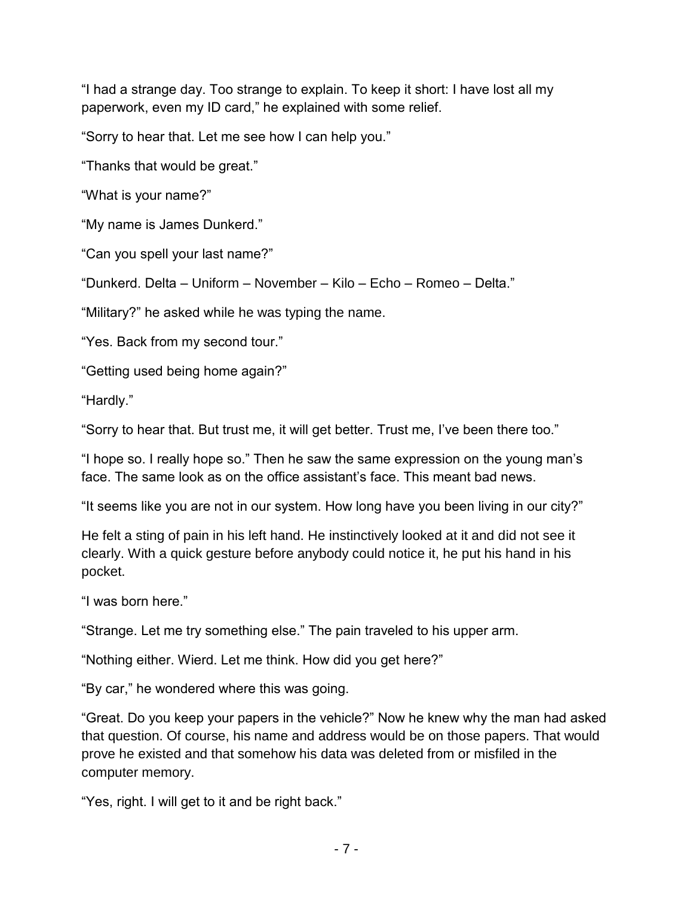"I had a strange day. Too strange to explain. To keep it short: I have lost all my paperwork, even my ID card," he explained with some relief.

"Sorry to hear that. Let me see how I can help you."

"Thanks that would be great."

"What is your name?"

"My name is James Dunkerd."

"Can you spell your last name?"

"Dunkerd. Delta – Uniform – November – Kilo – Echo – Romeo – Delta."

"Military?" he asked while he was typing the name.

"Yes. Back from my second tour."

"Getting used being home again?"

"Hardly."

"Sorry to hear that. But trust me, it will get better. Trust me, I've been there too."

"I hope so. I really hope so." Then he saw the same expression on the young man's face. The same look as on the office assistant's face. This meant bad news.

"It seems like you are not in our system. How long have you been living in our city?"

He felt a sting of pain in his left hand. He instinctively looked at it and did not see it clearly. With a quick gesture before anybody could notice it, he put his hand in his pocket.

"I was born here."

"Strange. Let me try something else." The pain traveled to his upper arm.

"Nothing either. Wierd. Let me think. How did you get here?"

"By car," he wondered where this was going.

"Great. Do you keep your papers in the vehicle?" Now he knew why the man had asked that question. Of course, his name and address would be on those papers. That would prove he existed and that somehow his data was deleted from or misfiled in the computer memory.

"Yes, right. I will get to it and be right back."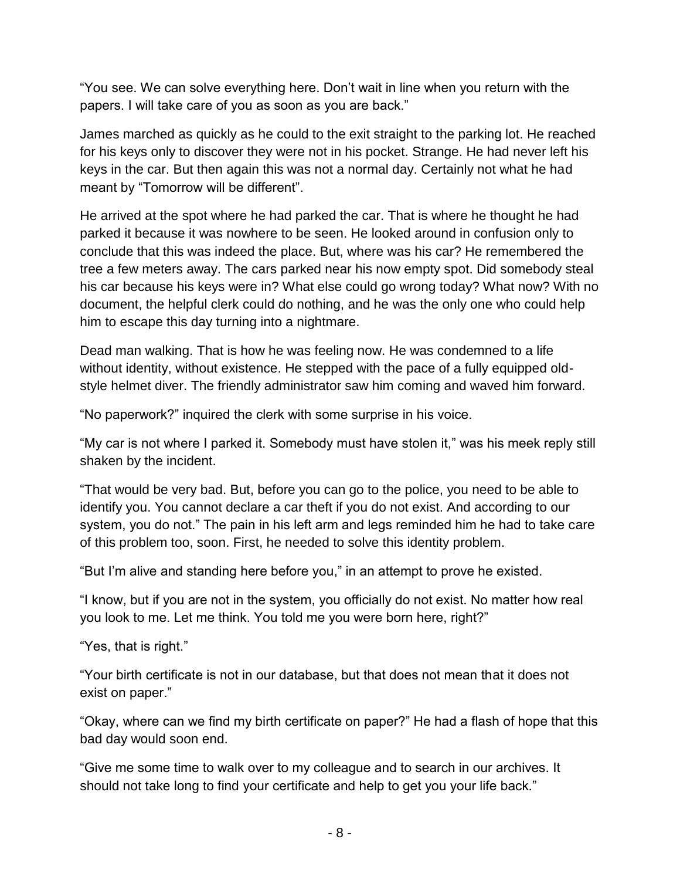“You see. We can solve everything here. Don’t wait in line when you return with the papers. I will take care of you as soon as you are back.”

James marched as quickly as he could to the exit straight to the parking lot. He reached for his keys only to discover they were not in his pocket. Strange. He had never left his keys in the car. But then again this was not a normal day. Certainly not what he had meant by “Tomorrow will be different”.

He arrived at the spot where he had parked the car. That is where he thought he had parked it because it was nowhere to be seen. He looked around in confusion only to conclude that this was indeed the place. But, where was his car? He remembered the tree a few meters away. The cars parked near his now empty spot. Did somebody steal his car because his keys were in? What else could go wrong today? What now? With no document, the helpful clerk could do nothing, and he was the only one who could help him to escape this day turning into a nightmare.

Dead man walking. That is how he was feeling now. He was condemned to a life without identity, without existence. He stepped with the pace of a fully equipped old-style helmet diver. The friendly administrator saw him coming and waved him forward.

“No paperwork?” inquired the clerk with some surprise in his voice.

“My car is not where I parked it. Somebody must have stolen it,” was his meek reply still shaken by the incident.

“That would be very bad. But, before you can go to the police, you need to be able to identify you. You cannot declare a car theft if you do not exist. And according to our system, you do not.” The pain in his left arm and legs reminded him he had to take care of this problem too, soon. First, he needed to solve this identity problem.

“But I’m alive and standing here before you,” in an attempt to prove he existed.

“I know, but if you are not in the system, you officially do not exist. No matter how real you look to me. Let me think. You told me you were born here, right?”

“Yes, that is right.”

“Your birth certificate is not in our database, but that does not mean that it does not exist on paper.”

“Okay, where can we find my birth certificate on paper?” He had a flash of hope that this bad day would soon end.

“Give me some time to walk over to my colleague and to search in our archives. It should not take long to find your certificate and help to get you your life back.”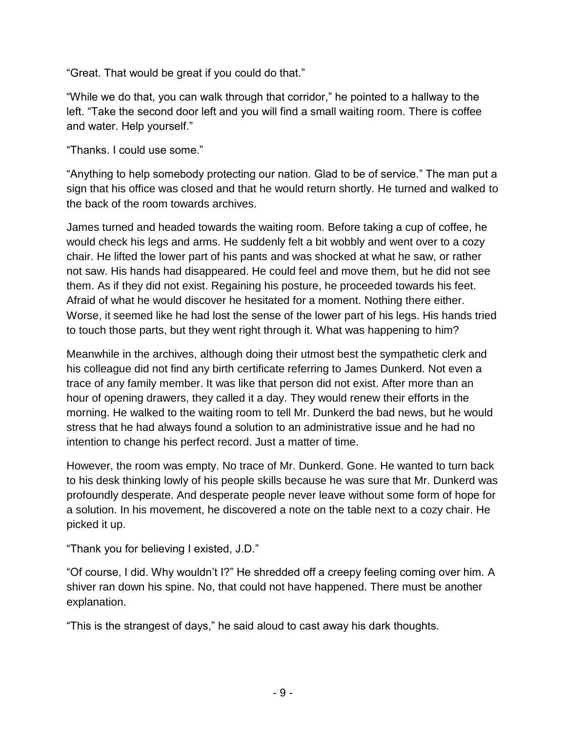"Great. That would be great if you could do that."

"While we do that, you can walk through that corridor," he pointed to a hallway to the left. "Take the second door left and you will find a small waiting room. There is coffee and water. Help yourself."

"Thanks. I could use some."

"Anything to help somebody protecting our nation. Glad to be of service." The man put a sign that his office was closed and that he would return shortly. He turned and walked to the back of the room towards archives.

James turned and headed towards the waiting room. Before taking a cup of coffee, he would check his legs and arms. He suddenly felt a bit wobbly and went over to a cozy chair. He lifted the lower part of his pants and was shocked at what he saw, or rather not saw. His hands had disappeared. He could feel and move them, but he did not see them. As if they did not exist. Regaining his posture, he proceeded towards his feet. Afraid of what he would discover he hesitated for a moment. Nothing there either. Worse, it seemed like he had lost the sense of the lower part of his legs. His hands tried to touch those parts, but they went right through it. What was happening to him?

Meanwhile in the archives, although doing their utmost best the sympathetic clerk and his colleague did not find any birth certificate referring to James Dunkerd. Not even a trace of any family member. It was like that person did not exist. After more than an hour of opening drawers, they called it a day. They would renew their efforts in the morning. He walked to the waiting room to tell Mr. Dunkerd the bad news, but he would stress that he had always found a solution to an administrative issue and he had no intention to change his perfect record. Just a matter of time.

However, the room was empty. No trace of Mr. Dunkerd. Gone. He wanted to turn back to his desk thinking lowly of his people skills because he was sure that Mr. Dunkerd was profoundly desperate. And desperate people never leave without some form of hope for a solution. In his movement, he discovered a note on the table next to a cozy chair. He picked it up.

"Thank you for believing I existed, J.D."

"Of course, I did. Why wouldn't I?" He shredded off a creepy feeling coming over him. A shiver ran down his spine. No, that could not have happened. There must be another explanation.

"This is the strangest of days," he said aloud to cast away his dark thoughts.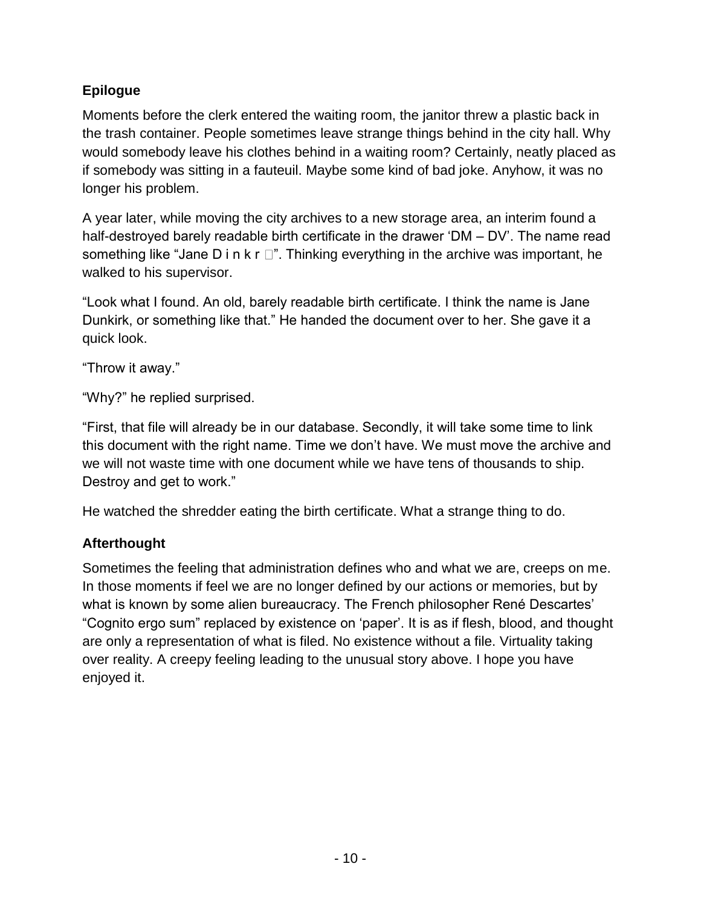## Epilogue

Moments before the clerk entered the waiting room, the janitor threw a plastic back in the trash container. People sometimes leave strange things behind in the city hall. Why would somebody leave his clothes behind in a waiting room? Certainly, neatly placed as if somebody was sitting in a fauteuil. Maybe some kind of bad joke. Anyhow, it was no longer his problem.

A year later, while moving the city archives to a new storage area, an interim found a half-destroyed barely readable birth certificate in the drawer 'DM – DV'. The name read something like "Jane D i n k r □". Thinking everything in the archive was important, he walked to his supervisor.

"Look what I found. An old, barely readable birth certificate. I think the name is Jane Dunkirk, or something like that." He handed the document over to her. She gave it a quick look.

"Throw it away."

"Why?" he replied surprised.

"First, that file will already be in our database. Secondly, it will take some time to link this document with the right name. Time we don't have. We must move the archive and we will not waste time with one document while we have tens of thousands to ship. Destroy and get to work."

He watched the shredder eating the birth certificate. What a strange thing to do.

## Afterthought

Sometimes the feeling that administration defines who and what we are, creeps on me. In those moments if feel we are no longer defined by our actions or memories, but by what is known by some alien bureaucracy. The French philosopher René Descartes' "Cognito ergo sum" replaced by existence on 'paper'. It is as if flesh, blood, and thought are only a representation of what is filed. No existence without a file. Virtuality taking over reality. A creepy feeling leading to the unusual story above. I hope you have enjoyed it.